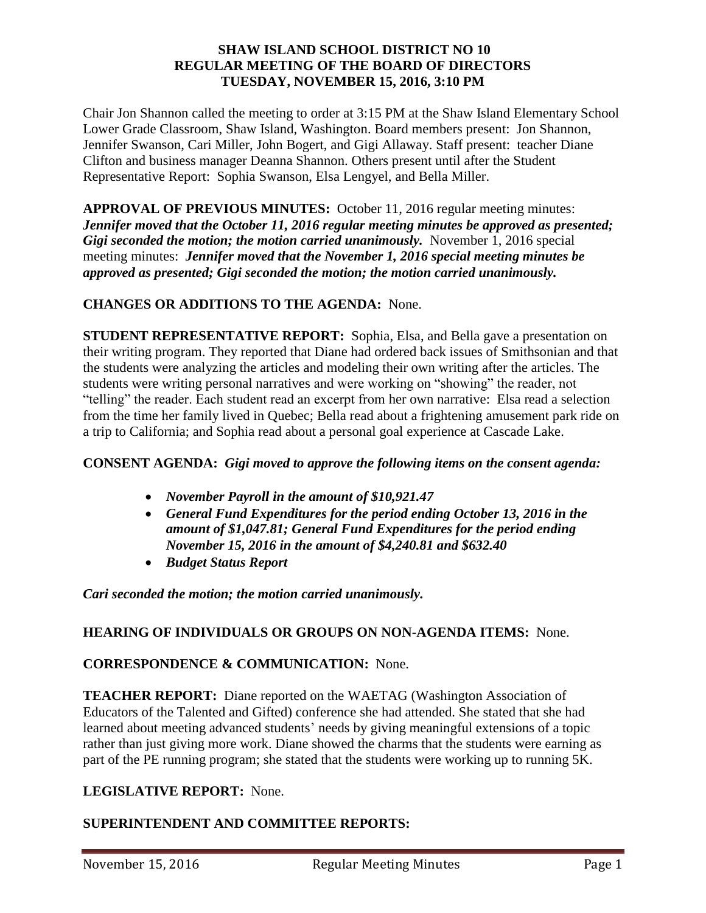**SHAW ISLAND SCHOOL DISTRICT NO 10**
**REGULAR MEETING OF THE BOARD OF DIRECTORS**
**TUESDAY, NOVEMBER 15, 2016, 3:10 PM**

Chair Jon Shannon called the meeting to order at 3:15 PM at the Shaw Island Elementary School Lower Grade Classroom, Shaw Island, Washington. Board members present: Jon Shannon, Jennifer Swanson, Cari Miller, John Bogert, and Gigi Allaway. Staff present: teacher Diane Clifton and business manager Deanna Shannon. Others present until after the Student Representative Report: Sophia Swanson, Elsa Lengyel, and Bella Miller.

**APPROVAL OF PREVIOUS MINUTES:** October 11, 2016 regular meeting minutes: ***Jennifer moved that the October 11, 2016 regular meeting minutes be approved as presented; Gigi seconded the motion; the motion carried unanimously.*** November 1, 2016 special meeting minutes: ***Jennifer moved that the November 1, 2016 special meeting minutes be approved as presented; Gigi seconded the motion; the motion carried unanimously.***

**CHANGES OR ADDITIONS TO THE AGENDA:** None.

**STUDENT REPRESENTATIVE REPORT:** Sophia, Elsa, and Bella gave a presentation on their writing program. They reported that Diane had ordered back issues of Smithsonian and that the students were analyzing the articles and modeling their own writing after the articles. The students were writing personal narratives and were working on "showing" the reader, not "telling" the reader. Each student read an excerpt from her own narrative: Elsa read a selection from the time her family lived in Quebec; Bella read about a frightening amusement park ride on a trip to California; and Sophia read about a personal goal experience at Cascade Lake.

**CONSENT AGENDA:** ***Gigi moved to approve the following items on the consent agenda:***

- ***November Payroll in the amount of $10,921.47***
- ***General Fund Expenditures for the period ending October 13, 2016 in the amount of $1,047.81; General Fund Expenditures for the period ending November 15, 2016 in the amount of $4,240.81 and $632.40***
- ***Budget Status Report***

***Cari seconded the motion; the motion carried unanimously.***

**HEARING OF INDIVIDUALS OR GROUPS ON NON-AGENDA ITEMS:** None.

**CORRESPONDENCE & COMMUNICATION:** None.

**TEACHER REPORT:** Diane reported on the WAETAG (Washington Association of Educators of the Talented and Gifted) conference she had attended. She stated that she had learned about meeting advanced students' needs by giving meaningful extensions of a topic rather than just giving more work. Diane showed the charms that the students were earning as part of the PE running program; she stated that the students were working up to running 5K.

**LEGISLATIVE REPORT:** None.

**SUPERINTENDENT AND COMMITTEE REPORTS:**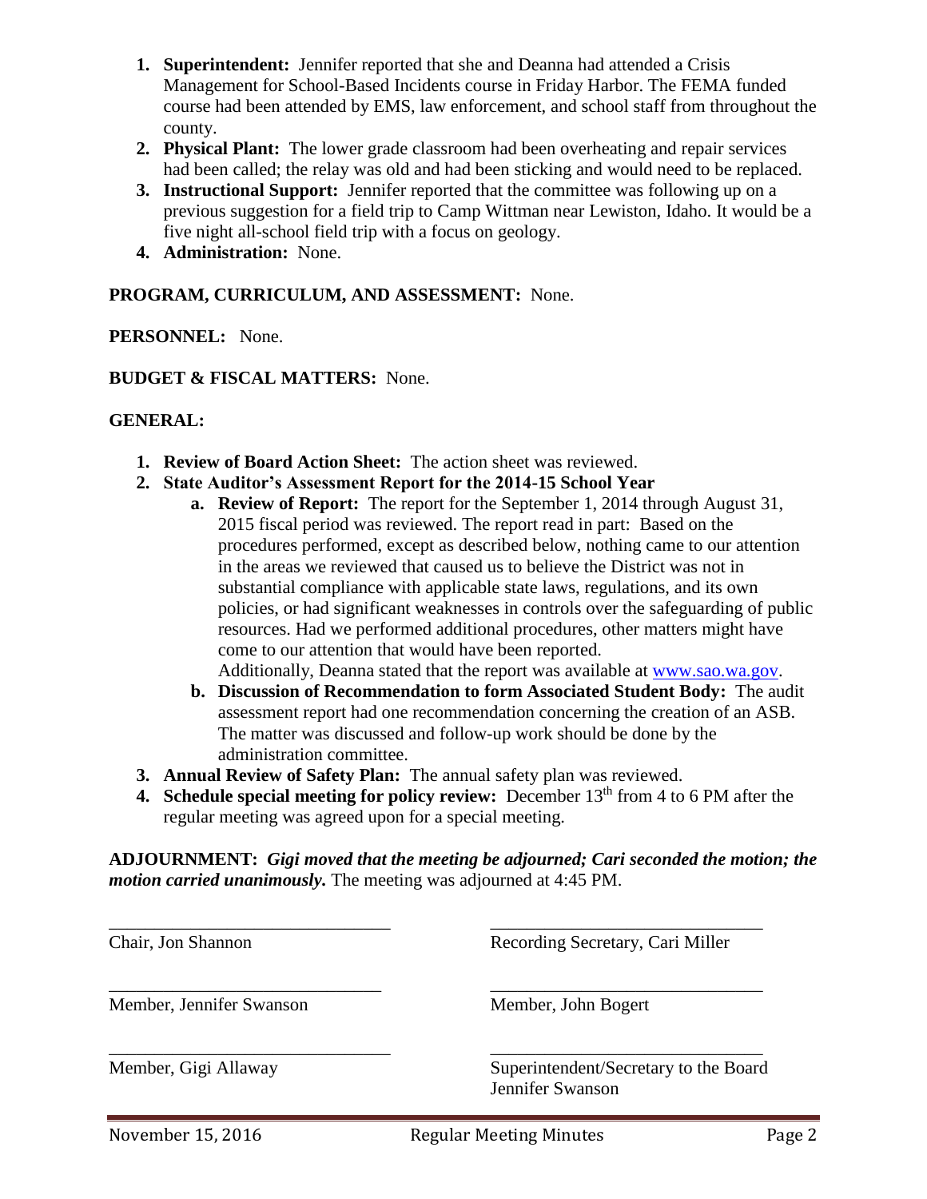1. **Superintendent:** Jennifer reported that she and Deanna had attended a Crisis Management for School-Based Incidents course in Friday Harbor. The FEMA funded course had been attended by EMS, law enforcement, and school staff from throughout the county.
2. **Physical Plant:** The lower grade classroom had been overheating and repair services had been called; the relay was old and had been sticking and would need to be replaced.
3. **Instructional Support:** Jennifer reported that the committee was following up on a previous suggestion for a field trip to Camp Wittman near Lewiston, Idaho. It would be a five night all-school field trip with a focus on geology.
4. **Administration:** None.

**PROGRAM, CURRICULUM, AND ASSESSMENT:** None.

**PERSONNEL:** None.

**BUDGET & FISCAL MATTERS:** None.

**GENERAL:**

1. **Review of Board Action Sheet:** The action sheet was reviewed.
2. **State Auditor's Assessment Report for the 2014-15 School Year**
   a. **Review of Report:** The report for the September 1, 2014 through August 31, 2015 fiscal period was reviewed. The report read in part: Based on the procedures performed, except as described below, nothing came to our attention in the areas we reviewed that caused us to believe the District was not in substantial compliance with applicable state laws, regulations, and its own policies, or had significant weaknesses in controls over the safeguarding of public resources. Had we performed additional procedures, other matters might have come to our attention that would have been reported.
   Additionally, Deanna stated that the report was available at www.sao.wa.gov.
   b. **Discussion of Recommendation to form Associated Student Body:** The audit assessment report had one recommendation concerning the creation of an ASB. The matter was discussed and follow-up work should be done by the administration committee.
3. **Annual Review of Safety Plan:** The annual safety plan was reviewed.
4. **Schedule special meeting for policy review:** December 13th from 4 to 6 PM after the regular meeting was agreed upon for a special meeting.

**ADJOURNMENT:** ***Gigi moved that the meeting be adjourned; Cari seconded the motion; the motion carried unanimously.*** The meeting was adjourned at 4:45 PM.

| | |
|---|---|
| ______________________________ | ______________________________ |
| Chair, Jon Shannon | Recording Secretary, Cari Miller |
| ______________________________ | ______________________________ |
| Member, Jennifer Swanson | Member, John Bogert |
| ______________________________ | ______________________________ |
| Member, Gigi Allaway | Superintendent/Secretary to the Board Jennifer Swanson |